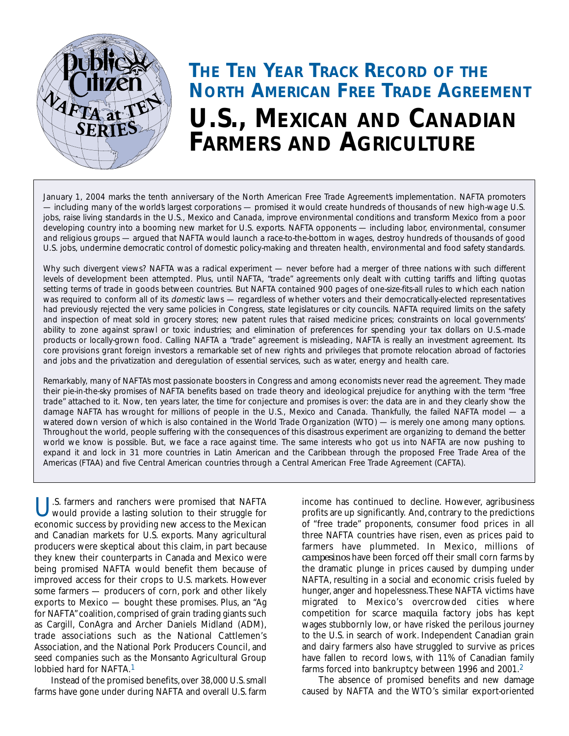# THE TEN YEAR TRACK RECORD OF THE NORTH AMERICAN FREE TRADE AGREEMENT

# U.S., MEXICAN AND CANADIAN FARMERS AND AGRICULTURE

January 1, 2004 marks the tenth anniversary of the North American Free Trade Agreement's implementation. NAFTA promoters — including many of the world's largest corporations — promised it would create hundreds of thousands of new high-wage U.S. jobs, raise living standards in the U.S., Mexico and Canada, improve environmental conditions and transform Mexico from a poor developing country into a booming new market for U.S. exports. NAFTA opponents — including labor, environmental, consumer and religious groups — argued that NAFTA would launch a race-to-the-bottom in wages, destroy hundreds of thousands of good U.S. jobs, undermine democratic control of domestic policy-making and threaten health, environmental and food safety standards.

Why such divergent views? NAFTA was a radical experiment — never before had a merger of three nations with such different levels of development been attempted. Plus, until NAFTA, "trade" agreements only dealt with cutting tariffs and lifting quotas setting terms of trade in goods between countries. But NAFTA contained 900 pages of one-size-fits-all rules to which each nation was required to conform all of its *domestic* laws — regardless of whether voters and their democratically-elected representatives had previously rejected the very same policies in Congress, state legislatures or city councils. NAFTA required limits on the safety and inspection of meat sold in grocery stores; new patent rules that raised medicine prices; constraints on local governments' ability to zone against sprawl or toxic industries; and elimination of preferences for spending your tax dollars on U.S.-made products or locally-grown food. Calling NAFTA a "trade" agreement is misleading, NAFTA is really an investment agreement. Its core provisions grant foreign investors a remarkable set of new rights and privileges that promote relocation abroad of factories and jobs and the privatization and deregulation of essential services, such as water, energy and health care.

Remarkably, many of NAFTA's most passionate boosters in Congress and among economists never read the agreement. They made their pie-in-the-sky promises of NAFTA benefits based on trade theory and ideological prejudice for anything with the term "free trade" attached to it. Now, ten years later, the time for conjecture and promises is over: the data are in and they clearly show the damage NAFTA has wrought for millions of people in the U.S., Mexico and Canada. Thankfully, the failed NAFTA model — a watered down version of which is also contained in the World Trade Organization (WTO) — is merely one among many options. Throughout the world, people suffering with the consequences of this disastrous experiment are organizing to demand the better world we know is possible. But, we face a race against time. The same interests who got us into NAFTA are now pushing to expand it and lock in 31 more countries in Latin American and the Caribbean through the proposed Free Trade Area of the Americas (FTAA) and five Central American countries through a Central American Free Trade Agreement (CAFTA).

U.S. farmers and ranchers were promised that NAFTA would provide a lasting solution to their struggle for economic success by providing new access to the Mexican and Canadian markets for U.S. exports. Many agricultural producers were skeptical about this claim, in part because they knew their counterparts in Canada and Mexico were being promised NAFTA would benefit them because of improved access for their crops to U.S. markets. However some farmers — producers of corn, pork and other likely exports to Mexico — bought these promises. Plus, an "Ag for NAFTA" coalition, comprised of grain trading giants such as Cargill, ConAgra and Archer Daniels Midland (ADM), trade associations such as the National Cattlemen's Association, and the National Pork Producers Council, and seed companies such as the Monsanto Agricultural Group lobbied hard for NAFTA.[1]

Instead of the promised benefits, over 38,000 U.S. small farms have gone under during NAFTA and overall U.S. farm income has continued to decline. However, agribusiness profits are up significantly. And, contrary to the predictions of "free trade" proponents, consumer food prices in all three NAFTA countries have risen, even as prices paid to farmers have plummeted. In Mexico, millions of *campesinos* have been forced off their small corn farms by the dramatic plunge in prices caused by dumping under NAFTA, resulting in a social and economic crisis fueled by hunger, anger and hopelessness. These NAFTA victims have migrated to Mexico's overcrowded cities where competition for scarce *maquila* factory jobs has kept wages stubbornly low, or have risked the perilous journey to the U.S. in search of work. Independent Canadian grain and dairy farmers also have struggled to survive as prices have fallen to record lows, with 11% of Canadian family farms forced into bankruptcy between 1996 and 2001.[2]

The absence of promised benefits and new damage caused by NAFTA and the WTO's similar export-oriented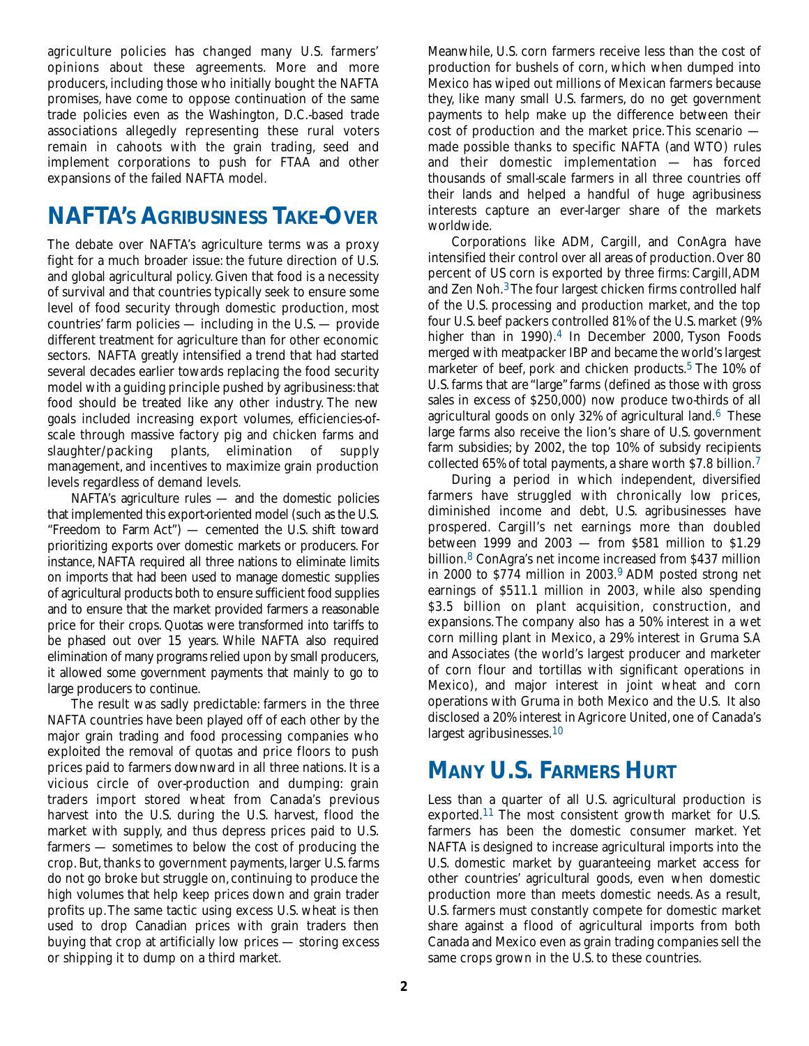agriculture policies has changed many U.S. farmers' opinions about these agreements. More and more producers, including those who initially bought the NAFTA promises, have come to oppose continuation of the same trade policies even as the Washington, D.C.-based trade associations allegedly representing these rural voters remain in cahoots with the grain trading, seed and implement corporations to push for FTAA and other expansions of the failed NAFTA model.

## NAFTA's Agribusiness Take-Over

The debate over NAFTA's agriculture terms was a proxy fight for a much broader issue: the future direction of U.S. and global agricultural policy. Given that food is a necessity of survival and that countries typically seek to ensure some level of food security through domestic production, most countries' farm policies — including in the U.S. — provide different treatment for agriculture than for other economic sectors. NAFTA greatly intensified a trend that had started several decades earlier towards replacing the food security model with a guiding principle pushed by agribusiness: that food should be treated like any other industry. The new goals included increasing export volumes, efficiencies-of-scale through massive factory pig and chicken farms and slaughter/packing plants, elimination of supply management, and incentives to maximize grain production levels regardless of demand levels.

NAFTA's agriculture rules — and the domestic policies that implemented this export-oriented model (such as the U.S. "Freedom to Farm Act") — cemented the U.S. shift toward prioritizing exports over domestic markets or producers. For instance, NAFTA required all three nations to eliminate limits on imports that had been used to manage domestic supplies of agricultural products both to ensure sufficient food supplies and to ensure that the market provided farmers a reasonable price for their crops. Quotas were transformed into tariffs to be phased out over 15 years. While NAFTA also required elimination of many programs relied upon by small producers, it allowed some government payments that mainly to go to large producers to continue.

The result was sadly predictable: farmers in the three NAFTA countries have been played off of each other by the major grain trading and food processing companies who exploited the removal of quotas and price floors to push prices paid to farmers downward in all three nations. It is a vicious circle of over-production and dumping: grain traders import stored wheat from Canada's previous harvest into the U.S. during the U.S. harvest, flood the market with supply, and thus depress prices paid to U.S. farmers — sometimes to below the cost of producing the crop. But, thanks to government payments, larger U.S. farms do not go broke but struggle on, continuing to produce the high volumes that help keep prices down and grain trader profits up. The same tactic using excess U.S. wheat is then used to drop Canadian prices with grain traders then buying that crop at artificially low prices — storing excess or shipping it to dump on a third market.

Meanwhile, U.S. corn farmers receive less than the cost of production for bushels of corn, which when dumped into Mexico has wiped out millions of Mexican farmers because they, like many small U.S. farmers, do no get government payments to help make up the difference between their cost of production and the market price. This scenario — made possible thanks to specific NAFTA (and WTO) rules and their domestic implementation — has forced thousands of small-scale farmers in all three countries off their lands and helped a handful of huge agribusiness interests capture an ever-larger share of the markets worldwide.

Corporations like ADM, Cargill, and ConAgra have intensified their control over all areas of production. Over 80 percent of US corn is exported by three firms: Cargill, ADM and Zen Noh.[3] The four largest chicken firms controlled half of the U.S. processing and production market, and the top four U.S. beef packers controlled 81% of the U.S. market (9% higher than in 1990).[4] In December 2000, Tyson Foods merged with meatpacker IBP and became the world's largest marketer of beef, pork and chicken products.[5] The 10% of U.S. farms that are "large" farms (defined as those with gross sales in excess of $250,000) now produce two-thirds of all agricultural goods on only 32% of agricultural land.[6] These large farms also receive the lion's share of U.S. government farm subsidies; by 2002, the top 10% of subsidy recipients collected 65% of total payments, a share worth $7.8 billion.[7]

During a period in which independent, diversified farmers have struggled with chronically low prices, diminished income and debt, U.S. agribusinesses have prospered. Cargill's net earnings more than doubled between 1999 and 2003 — from $581 million to $1.29 billion.[8] ConAgra's net income increased from $437 million in 2000 to $774 million in 2003.[9] ADM posted strong net earnings of $511.1 million in 2003, while also spending $3.5 billion on plant acquisition, construction, and expansions. The company also has a 50% interest in a wet corn milling plant in Mexico, a 29% interest in Gruma S.A and Associates (the world's largest producer and marketer of corn flour and tortillas with significant operations in Mexico), and major interest in joint wheat and corn operations with Gruma in both Mexico and the U.S. It also disclosed a 20% interest in Agricore United, one of Canada's largest agribusinesses.[10]

## Many U.S. Farmers Hurt

Less than a quarter of all U.S. agricultural production is exported.[11] The most consistent growth market for U.S. farmers has been the domestic consumer market. Yet NAFTA is designed to increase agricultural imports into the U.S. domestic market by guaranteeing market access for other countries' agricultural goods, even when domestic production more than meets domestic needs. As a result, U.S. farmers must constantly compete for domestic market share against a flood of agricultural imports from both Canada and Mexico even as grain trading companies sell the same crops grown in the U.S. to these countries.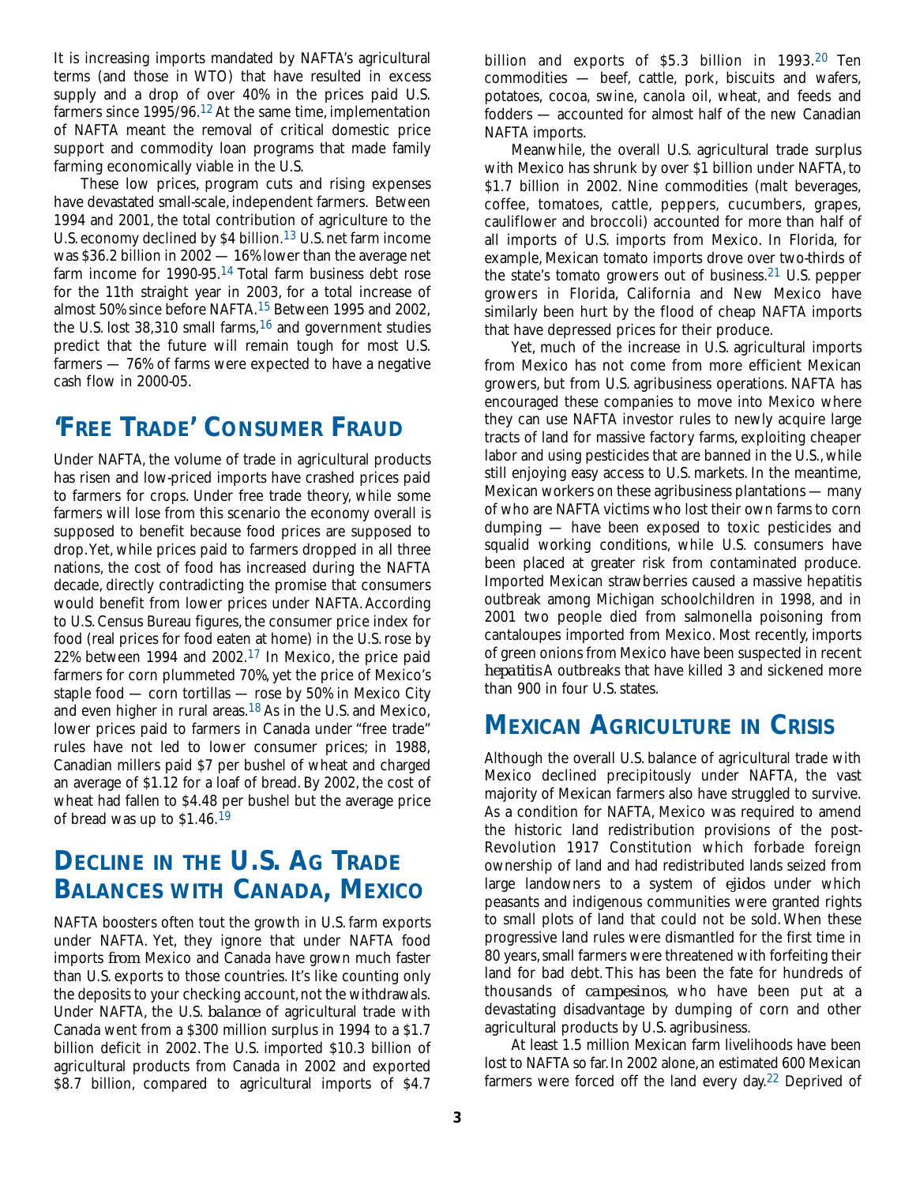It is increasing imports mandated by NAFTA's agricultural terms (and those in WTO) that have resulted in excess supply and a drop of over 40% in the prices paid U.S. farmers since 1995/96.[12] At the same time, implementation of NAFTA meant the removal of critical domestic price support and commodity loan programs that made family farming economically viable in the U.S.

These low prices, program cuts and rising expenses have devastated small-scale, independent farmers. Between 1994 and 2001, the total contribution of agriculture to the U.S. economy declined by $4 billion.[13] U.S. net farm income was $36.2 billion in 2002 — 16% lower than the average net farm income for 1990-95.[14] Total farm business debt rose for the 11th straight year in 2003, for a total increase of almost 50% since before NAFTA.[15] Between 1995 and 2002, the U.S. lost 38,310 small farms,[16] and government studies predict that the future will remain tough for most U.S. farmers — 76% of farms were expected to have a negative cash flow in 2000-05.

## 'Free Trade' Consumer Fraud

Under NAFTA, the volume of trade in agricultural products has risen and low-priced imports have crashed prices paid to farmers for crops. Under free trade theory, while some farmers will lose from this scenario the economy overall is supposed to benefit because food prices are supposed to drop. Yet, while prices paid to farmers dropped in all three nations, the cost of food has increased during the NAFTA decade, directly contradicting the promise that consumers would benefit from lower prices under NAFTA. According to U.S. Census Bureau figures, the consumer price index for food (real prices for food eaten at home) in the U.S. rose by 22% between 1994 and 2002.[17] In Mexico, the price paid farmers for corn plummeted 70%, yet the price of Mexico's staple food — corn tortillas — rose by 50% in Mexico City and even higher in rural areas.[18] As in the U.S. and Mexico, lower prices paid to farmers in Canada under "free trade" rules have not led to lower consumer prices; in 1988, Canadian millers paid $7 per bushel of wheat and charged an average of $1.12 for a loaf of bread. By 2002, the cost of wheat had fallen to $4.48 per bushel but the average price of bread was up to $1.46.[19]

## Decline in the U.S. Ag Trade Balances with Canada, Mexico

NAFTA boosters often tout the growth in U.S. farm exports under NAFTA. Yet, they ignore that under NAFTA food imports *from* Mexico and Canada have grown much faster than U.S. exports to those countries. It's like counting only the deposits to your checking account, not the withdrawals. Under NAFTA, the U.S. *balance* of agricultural trade with Canada went from a $300 million surplus in 1994 to a $1.7 billion deficit in 2002. The U.S. imported $10.3 billion of agricultural products from Canada in 2002 and exported $8.7 billion, compared to agricultural imports of $4.7 billion and exports of $5.3 billion in 1993.[20] Ten commodities — beef, cattle, pork, biscuits and wafers, potatoes, cocoa, swine, canola oil, wheat, and feeds and fodders — accounted for almost half of the new Canadian NAFTA imports.

Meanwhile, the overall U.S. agricultural trade surplus with Mexico has shrunk by over $1 billion under NAFTA, to $1.7 billion in 2002. Nine commodities (malt beverages, coffee, tomatoes, cattle, peppers, cucumbers, grapes, cauliflower and broccoli) accounted for more than half of all imports of U.S. imports from Mexico. In Florida, for example, Mexican tomato imports drove over two-thirds of the state's tomato growers out of business.[21] U.S. pepper growers in Florida, California and New Mexico have similarly been hurt by the flood of cheap NAFTA imports that have depressed prices for their produce.

Yet, much of the increase in U.S. agricultural imports from Mexico has not come from more efficient Mexican growers, but from U.S. agribusiness operations. NAFTA has encouraged these companies to move into Mexico where they can use NAFTA investor rules to newly acquire large tracts of land for massive factory farms, exploiting cheaper labor and using pesticides that are banned in the U.S., while still enjoying easy access to U.S. markets. In the meantime, Mexican workers on these agribusiness plantations — many of who are NAFTA victims who lost their own farms to corn dumping — have been exposed to toxic pesticides and squalid working conditions, while U.S. consumers have been placed at greater risk from contaminated produce. Imported Mexican strawberries caused a massive hepatitis outbreak among Michigan schoolchildren in 1998, and in 2001 two people died from salmonella poisoning from cantaloupes imported from Mexico. Most recently, imports of green onions from Mexico have been suspected in recent *hepatitis A* outbreaks that have killed 3 and sickened more than 900 in four U.S. states.

## Mexican Agriculture in Crisis

Although the overall U.S. balance of agricultural trade with Mexico declined precipitously under NAFTA, the vast majority of Mexican farmers also have struggled to survive. As a condition for NAFTA, Mexico was required to amend the historic land redistribution provisions of the post-Revolution 1917 Constitution which forbade foreign ownership of land and had redistributed lands seized from large landowners to a system of *ejidos* under which peasants and indigenous communities were granted rights to small plots of land that could not be sold. When these progressive land rules were dismantled for the first time in 80 years, small farmers were threatened with forfeiting their land for bad debt. This has been the fate for hundreds of thousands of *campesinos*, who have been put at a devastating disadvantage by dumping of corn and other agricultural products by U.S. agribusiness.

At least 1.5 million Mexican farm livelihoods have been lost to NAFTA so far. In 2002 alone, an estimated 600 Mexican farmers were forced off the land every day.[22] Deprived of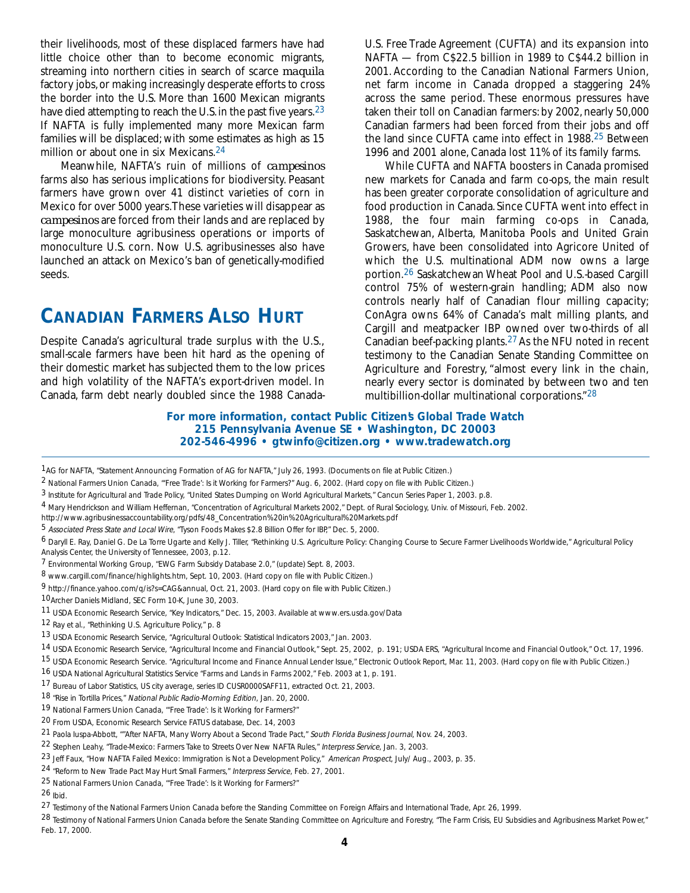their livelihoods, most of these displaced farmers have had little choice other than to become economic migrants, streaming into northern cities in search of scarce *maquila* factory jobs, or making increasingly desperate efforts to cross the border into the U.S. More than 1600 Mexican migrants have died attempting to reach the U.S. in the past five years.[23] If NAFTA is fully implemented many more Mexican farm families will be displaced; with some estimates as high as 15 million or about one in six Mexicans.[24]

Meanwhile, NAFTA's ruin of millions of *campesinos* farms also has serious implications for biodiversity. Peasant farmers have grown over 41 distinct varieties of corn in Mexico for over 5000 years. These varieties will disappear as *campesinos* are forced from their lands and are replaced by large monoculture agribusiness operations or imports of monoculture U.S. corn. Now U.S. agribusinesses also have launched an attack on Mexico's ban of genetically-modified seeds.

## CANADIAN FARMERS ALSO HURT

Despite Canada's agricultural trade surplus with the U.S., small-scale farmers have been hit hard as the opening of their domestic market has subjected them to the low prices and high volatility of the NAFTA's export-driven model. In Canada, farm debt nearly doubled since the 1988 Canada-U.S. Free Trade Agreement (CUFTA) and its expansion into NAFTA — from C$22.5 billion in 1989 to C$44.2 billion in 2001. According to the Canadian National Farmers Union, net farm income in Canada dropped a staggering 24% across the same period. These enormous pressures have taken their toll on Canadian farmers: by 2002, nearly 50,000 Canadian farmers had been forced from their jobs and off the land since CUFTA came into effect in 1988.[25] Between 1996 and 2001 alone, Canada lost 11% of its family farms.

While CUFTA and NAFTA boosters in Canada promised new markets for Canada and farm co-ops, the main result has been greater corporate consolidation of agriculture and food production in Canada. Since CUFTA went into effect in 1988, the four main farming co-ops in Canada, Saskatchewan, Alberta, Manitoba Pools and United Grain Growers, have been consolidated into Agricore United of which the U.S. multinational ADM now owns a large portion.[26] Saskatchewan Wheat Pool and U.S.-based Cargill control 75% of western-grain handling; ADM also now controls nearly half of Canadian flour milling capacity; ConAgra owns 64% of Canada's malt milling plants, and Cargill and meatpacker IBP owned over two-thirds of all Canadian beef-packing plants.[27] As the NFU noted in recent testimony to the Canadian Senate Standing Committee on Agriculture and Forestry, "almost every link in the chain, nearly every sector is dominated by between two and ten multibillion-dollar multinational corporations."[28]

**For more information, contact Public Citizen's Global Trade Watch**
**215 Pennsylvania Avenue SE • Washington, DC 20003**
**202-546-4996 • gtwinfo@citizen.org • www.tradewatch.org**

---

1 AG for NAFTA, "Statement Announcing Formation of AG for NAFTA," July 26, 1993. (Documents on file at Public Citizen.)

2 National Farmers Union Canada, "'Free Trade': Is it Working for Farmers?" Aug. 6, 2002. (Hard copy on file with Public Citizen.)

3 Institute for Agricultural and Trade Policy, "United States Dumping on World Agricultural Markets," Cancun Series Paper 1, 2003. p.8.

4 Mary Hendrickson and William Heffernan, "Concentration of Agricultural Markets 2002," Dept. of Rural Sociology, Univ. of Missouri, Feb. 2002. http://www.agribusinessaccountability.org/pdfs/48_Concentration%20in%20Agricultural%20Markets.pdf

5 *Associated Press State and Local Wire*, "Tyson Foods Makes $2.8 Billion Offer for IBP," Dec. 5, 2000.

6 Daryll E. Ray, Daniel G. De La Torre Ugarte and Kelly J. Tiller, "Rethinking U.S. Agriculture Policy: Changing Course to Secure Farmer Livelihoods Worldwide," Agricultural Policy Analysis Center, the University of Tennessee, 2003, p.12.

7 Environmental Working Group, "EWG Farm Subsidy Database 2.0," (update) Sept. 8, 2003.

8 www.cargill.com/finance/highlights.htm, Sept. 10, 2003. (Hard copy on file with Public Citizen.)

9 http://finance.yahoo.com/q/is?s=CAG&annual, Oct. 21, 2003. (Hard copy on file with Public Citizen.)

10 Archer Daniels Midland, SEC Form 10-K, June 30, 2003.

11 USDA Economic Research Service, "Key Indicators," Dec. 15, 2003. Available at www.ers.usda.gov/Data

12 Ray et al., "Rethinking U.S. Agriculture Policy," p. 8

13 USDA Economic Research Service, "Agricultural Outlook: Statistical Indicators 2003," Jan. 2003.

14 USDA Economic Research Service, "Agricultural Income and Financial Outlook," Sept. 25, 2002, p. 191; USDA ERS, "Agricultural Income and Financial Outlook," Oct. 17, 1996.

15 USDA Economic Research Service. "Agricultural Income and Finance Annual Lender Issue," Electronic Outlook Report, Mar. 11, 2003. (Hard copy on file with Public Citizen.)

16 USDA National Agricultural Statistics Service "Farms and Lands in Farms 2002," Feb. 2003 at 1, p. 191.

17 Bureau of Labor Statistics, US city average, series ID CUSR0000SAFF11, extracted Oct. 21, 2003.

18 "Rise in Tortilla Prices," *National Public Radio-Morning Edition*, Jan. 20, 2000.

19 National Farmers Union Canada, "'Free Trade': Is it Working for Farmers?"

20 From USDA, Economic Research Service FATUS database, Dec. 14, 2003

21 Paola Iuspa-Abbott, ""After NAFTA, Many Worry About a Second Trade Pact," *South Florida Business Journal*, Nov. 24, 2003.

22 Stephen Leahy, "Trade-Mexico: Farmers Take to Streets Over New NAFTA Rules," *Interpress Service*, Jan. 3, 2003.

23 Jeff Faux, "How NAFTA Failed Mexico: Immigration is Not a Development Policy," *American Prospect*, July/ Aug., 2003, p. 35.

24 "Reform to New Trade Pact May Hurt Small Farmers," *Interpress Service*, Feb. 27, 2001.

25 National Farmers Union Canada, "'Free Trade': Is it Working for Farmers?"

26 Ibid.

27 Testimony of the National Farmers Union Canada before the Standing Committee on Foreign Affairs and International Trade, Apr. 26, 1999.

28 Testimony of National Farmers Union Canada before the Senate Standing Committee on Agriculture and Forestry, "The Farm Crisis, EU Subsidies and Agribusiness Market Power," Feb. 17, 2000.